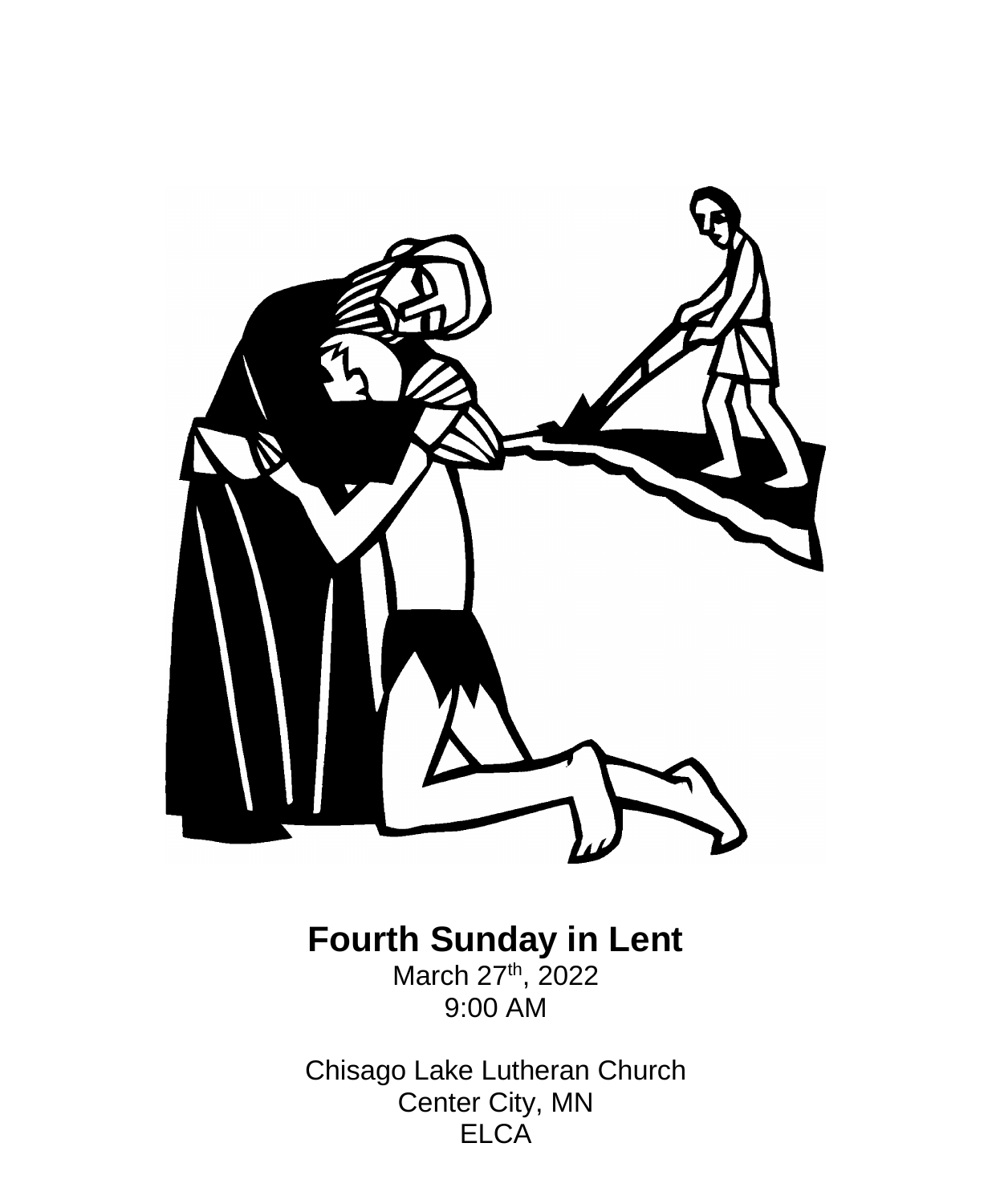# Fourth Sunday in Lent

March 27th, 2022

9:00 AM

Chisago Lake Lutheran Church

Center City, MN

ELCA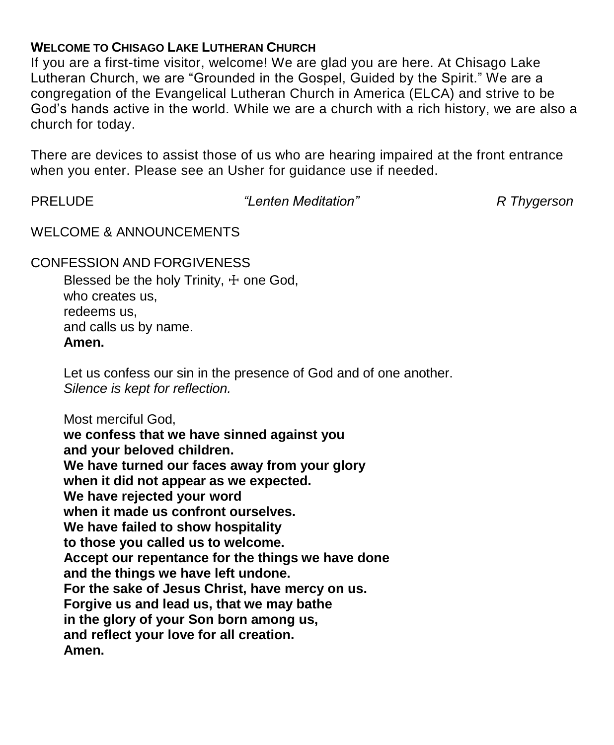**WELCOME TO CHISAGO LAKE LUTHERAN CHURCH**

If you are a first-time visitor, welcome! We are glad you are here. At Chisago Lake Lutheran Church, we are "Grounded in the Gospel, Guided by the Spirit." We are a congregation of the Evangelical Lutheran Church in America (ELCA) and strive to be God's hands active in the world. While we are a church with a rich history, we are also a church for today.

There are devices to assist those of us who are hearing impaired at the front entrance when you enter. Please see an Usher for guidance use if needed.

PRELUDE *"Lenten Meditation"* *R Thygerson*

WELCOME & ANNOUNCEMENTS

CONFESSION AND FORGIVENESS

Blessed be the holy Trinity, ☩ one God,
who creates us,
redeems us,
and calls us by name.
**Amen.**

Let us confess our sin in the presence of God and of one another.
*Silence is kept for reflection.*

Most merciful God,
**we confess that we have sinned against you**
**and your beloved children.**
**We have turned our faces away from your glory**
**when it did not appear as we expected.**
**We have rejected your word**
**when it made us confront ourselves.**
**We have failed to show hospitality**
**to those you called us to welcome.**
**Accept our repentance for the things we have done**
**and the things we have left undone.**
**For the sake of Jesus Christ, have mercy on us.**
**Forgive us and lead us, that we may bathe**
**in the glory of your Son born among us,**
**and reflect your love for all creation.**
**Amen.**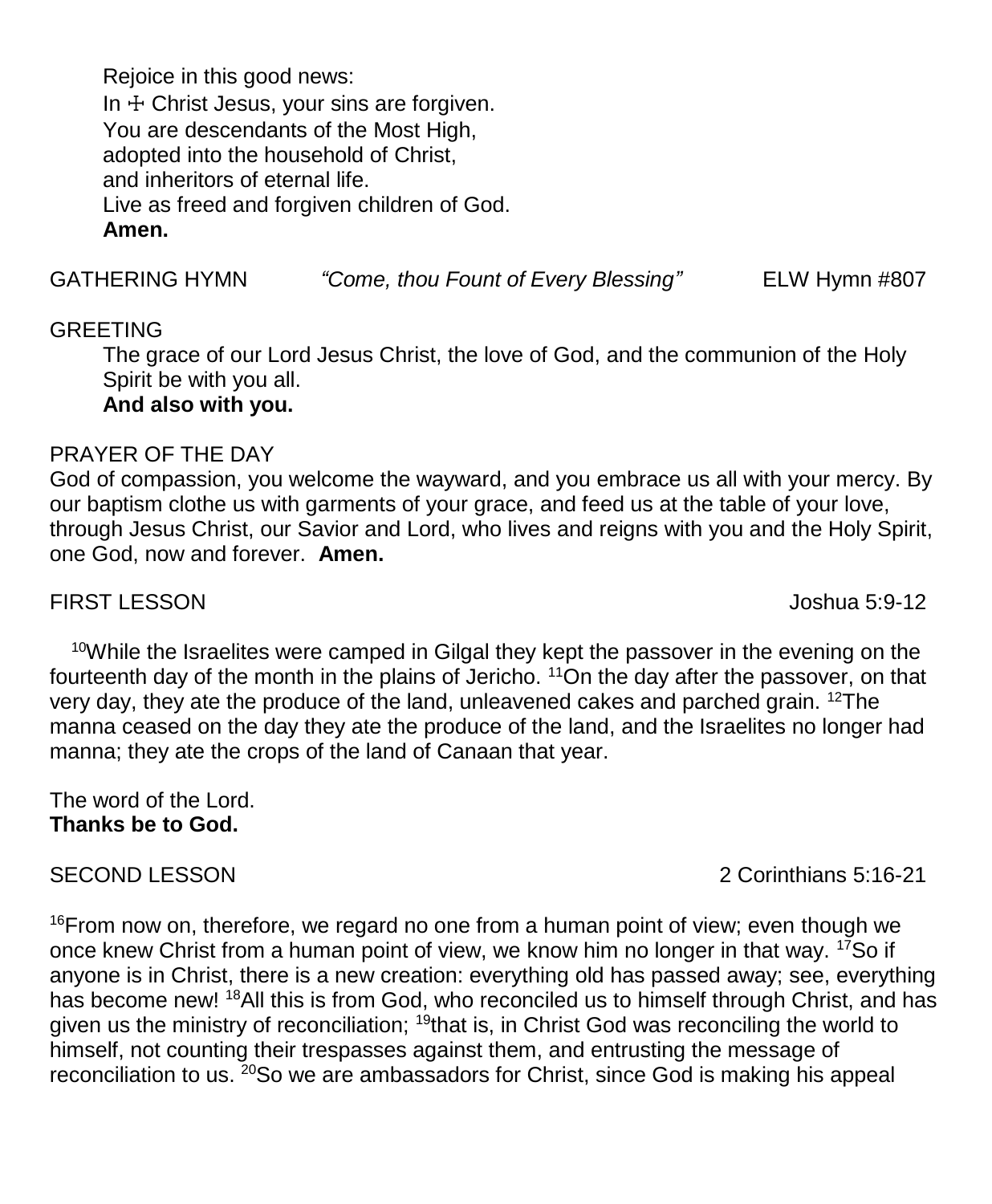Rejoice in this good news:
In ☩ Christ Jesus, your sins are forgiven.
You are descendants of the Most High,
adopted into the household of Christ,
and inheritors of eternal life.
Live as freed and forgiven children of God.
**Amen.**

GATHERING HYMN *"Come, thou Fount of Every Blessing"* ELW Hymn #807

GREETING

The grace of our Lord Jesus Christ, the love of God, and the communion of the Holy Spirit be with you all.
**And also with you.**

PRAYER OF THE DAY

God of compassion, you welcome the wayward, and you embrace us all with your mercy. By our baptism clothe us with garments of your grace, and feed us at the table of your love, through Jesus Christ, our Savior and Lord, who lives and reigns with you and the Holy Spirit, one God, now and forever. **Amen.**

FIRST LESSON Joshua 5:9-12

[10]While the Israelites were camped in Gilgal they kept the passover in the evening on the fourteenth day of the month in the plains of Jericho. [11]On the day after the passover, on that very day, they ate the produce of the land, unleavened cakes and parched grain. [12]The manna ceased on the day they ate the produce of the land, and the Israelites no longer had manna; they ate the crops of the land of Canaan that year.

The word of the Lord.
**Thanks be to God.**

SECOND LESSON 2 Corinthians 5:16-21

[16]From now on, therefore, we regard no one from a human point of view; even though we once knew Christ from a human point of view, we know him no longer in that way. [17]So if anyone is in Christ, there is a new creation: everything old has passed away; see, everything has become new! [18]All this is from God, who reconciled us to himself through Christ, and has given us the ministry of reconciliation; [19]that is, in Christ God was reconciling the world to himself, not counting their trespasses against them, and entrusting the message of reconciliation to us. [20]So we are ambassadors for Christ, since God is making his appeal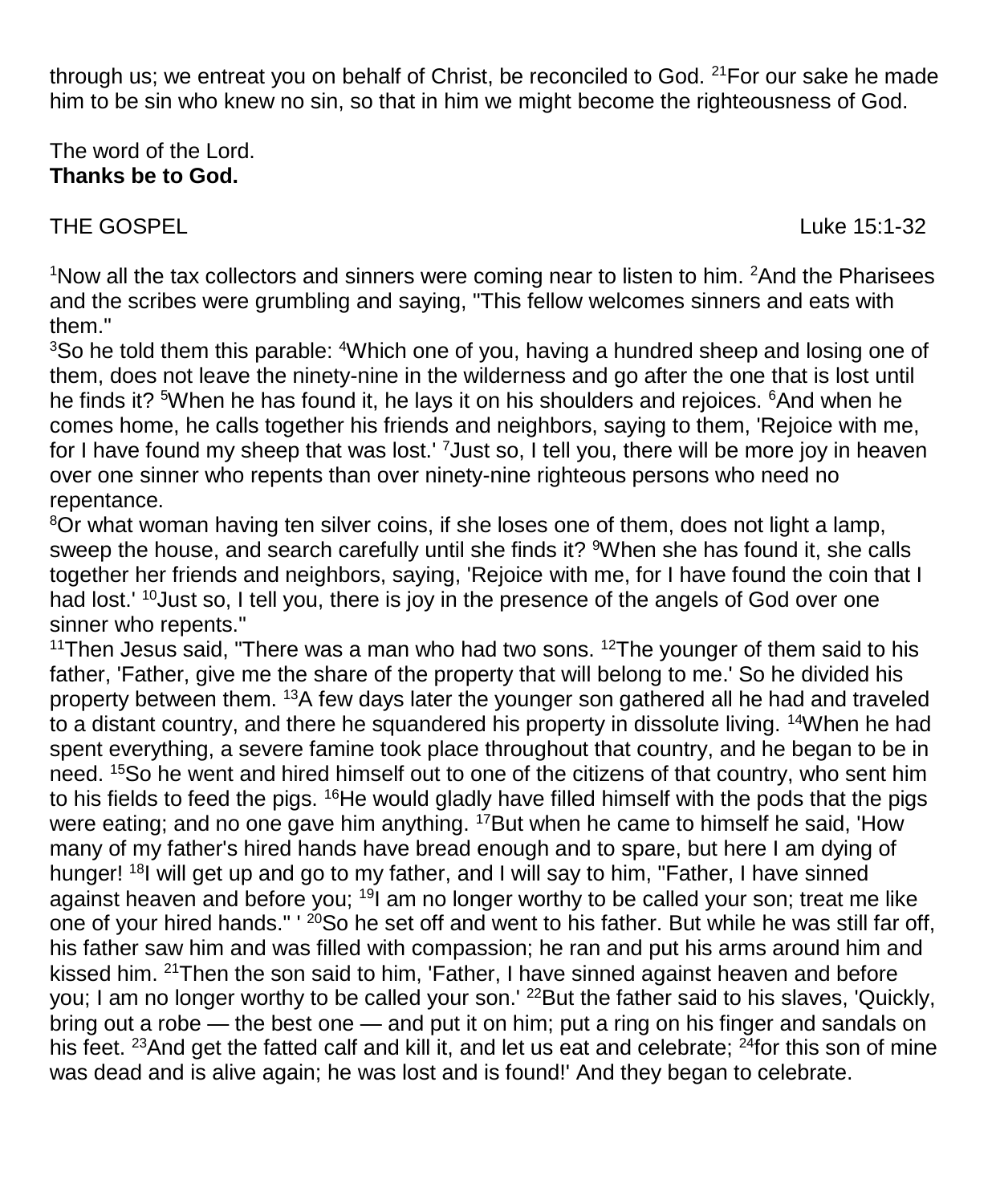through us; we entreat you on behalf of Christ, be reconciled to God. [21]For our sake he made him to be sin who knew no sin, so that in him we might become the righteousness of God.

The word of the Lord.
**Thanks be to God.**

THE GOSPEL Luke 15:1-32

[1]Now all the tax collectors and sinners were coming near to listen to him. [2]And the Pharisees and the scribes were grumbling and saying, "This fellow welcomes sinners and eats with them."
[3]So he told them this parable: [4]Which one of you, having a hundred sheep and losing one of them, does not leave the ninety-nine in the wilderness and go after the one that is lost until he finds it? [5]When he has found it, he lays it on his shoulders and rejoices. [6]And when he comes home, he calls together his friends and neighbors, saying to them, 'Rejoice with me, for I have found my sheep that was lost.' [7]Just so, I tell you, there will be more joy in heaven over one sinner who repents than over ninety-nine righteous persons who need no repentance.
[8]Or what woman having ten silver coins, if she loses one of them, does not light a lamp, sweep the house, and search carefully until she finds it? [9]When she has found it, she calls together her friends and neighbors, saying, 'Rejoice with me, for I have found the coin that I had lost.' [10]Just so, I tell you, there is joy in the presence of the angels of God over one sinner who repents."
[11]Then Jesus said, "There was a man who had two sons. [12]The younger of them said to his father, 'Father, give me the share of the property that will belong to me.' So he divided his property between them. [13]A few days later the younger son gathered all he had and traveled to a distant country, and there he squandered his property in dissolute living. [14]When he had spent everything, a severe famine took place throughout that country, and he began to be in need. [15]So he went and hired himself out to one of the citizens of that country, who sent him to his fields to feed the pigs. [16]He would gladly have filled himself with the pods that the pigs were eating; and no one gave him anything. [17]But when he came to himself he said, 'How many of my father's hired hands have bread enough and to spare, but here I am dying of hunger! [18]I will get up and go to my father, and I will say to him, "Father, I have sinned against heaven and before you; [19]I am no longer worthy to be called your son; treat me like one of your hired hands." ' [20]So he set off and went to his father. But while he was still far off, his father saw him and was filled with compassion; he ran and put his arms around him and kissed him. [21]Then the son said to him, 'Father, I have sinned against heaven and before you; I am no longer worthy to be called your son.' [22]But the father said to his slaves, 'Quickly, bring out a robe — the best one — and put it on him; put a ring on his finger and sandals on his feet. [23]And get the fatted calf and kill it, and let us eat and celebrate; [24]for this son of mine was dead and is alive again; he was lost and is found!' And they began to celebrate.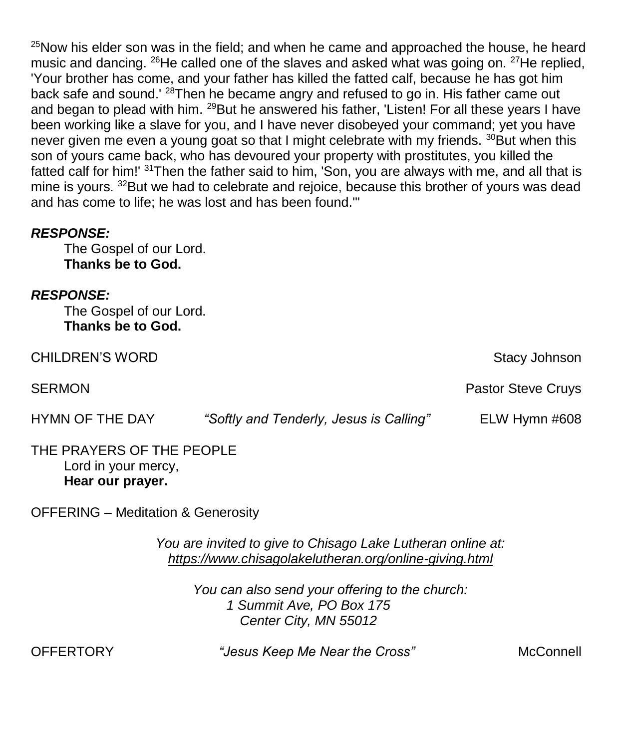[25]Now his elder son was in the field; and when he came and approached the house, he heard music and dancing. [26]He called one of the slaves and asked what was going on. [27]He replied, 'Your brother has come, and your father has killed the fatted calf, because he has got him back safe and sound.' [28]Then he became angry and refused to go in. His father came out and began to plead with him. [29]But he answered his father, 'Listen! For all these years I have been working like a slave for you, and I have never disobeyed your command; yet you have never given me even a young goat so that I might celebrate with my friends. [30]But when this son of yours came back, who has devoured your property with prostitutes, you killed the fatted calf for him!' [31]Then the father said to him, 'Son, you are always with me, and all that is mine is yours. [32]But we had to celebrate and rejoice, because this brother of yours was dead and has come to life; he was lost and has been found.'"

***RESPONSE:***

The Gospel of our Lord.
**Thanks be to God.**

***RESPONSE:***

The Gospel of our Lord.
**Thanks be to God.**

CHILDREN'S WORD — Stacy Johnson

SERMON — Pastor Steve Cruys

HYMN OF THE DAY — *"Softly and Tenderly, Jesus is Calling"* — ELW Hymn #608

THE PRAYERS OF THE PEOPLE

Lord in your mercy,
**Hear our prayer.**

OFFERING – Meditation & Generosity

*You are invited to give to Chisago Lake Lutheran online at:*
*https://www.chisagolakelutheran.org/online-giving.html*

*You can also send your offering to the church:*
*1 Summit Ave, PO Box 175*
*Center City, MN 55012*

OFFERTORY — *"Jesus Keep Me Near the Cross"* — McConnell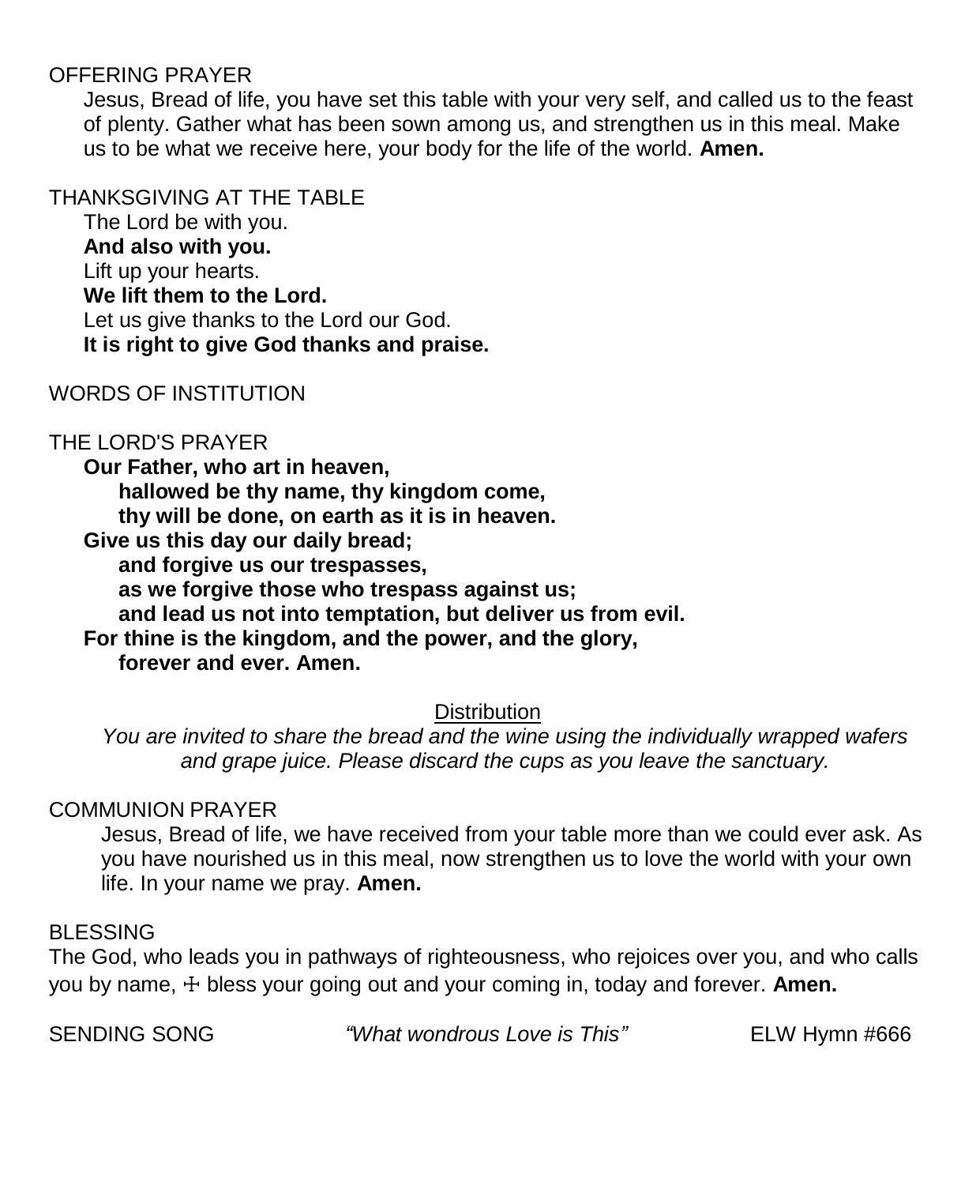OFFERING PRAYER

Jesus, Bread of life, you have set this table with your very self, and called us to the feast of plenty. Gather what has been sown among us, and strengthen us in this meal. Make us to be what we receive here, your body for the life of the world. **Amen.**

THANKSGIVING AT THE TABLE

The Lord be with you.
**And also with you.**
Lift up your hearts.
**We lift them to the Lord.**
Let us give thanks to the Lord our God.
**It is right to give God thanks and praise.**

WORDS OF INSTITUTION

THE LORD'S PRAYER

**Our Father, who art in heaven,**
**hallowed be thy name, thy kingdom come,**
**thy will be done, on earth as it is in heaven.**
**Give us this day our daily bread;**
**and forgive us our trespasses,**
**as we forgive those who trespass against us;**
**and lead us not into temptation, but deliver us from evil.**
**For thine is the kingdom, and the power, and the glory,**
**forever and ever. Amen.**

Distribution

*You are invited to share the bread and the wine using the individually wrapped wafers and grape juice. Please discard the cups as you leave the sanctuary.*

COMMUNION PRAYER

Jesus, Bread of life, we have received from your table more than we could ever ask. As you have nourished us in this meal, now strengthen us to love the world with your own life. In your name we pray. **Amen.**

BLESSING

The God, who leads you in pathways of righteousness, who rejoices over you, and who calls you by name, ☩ bless your going out and your coming in, today and forever. **Amen.**

SENDING SONG *"What wondrous Love is This"* ELW Hymn #666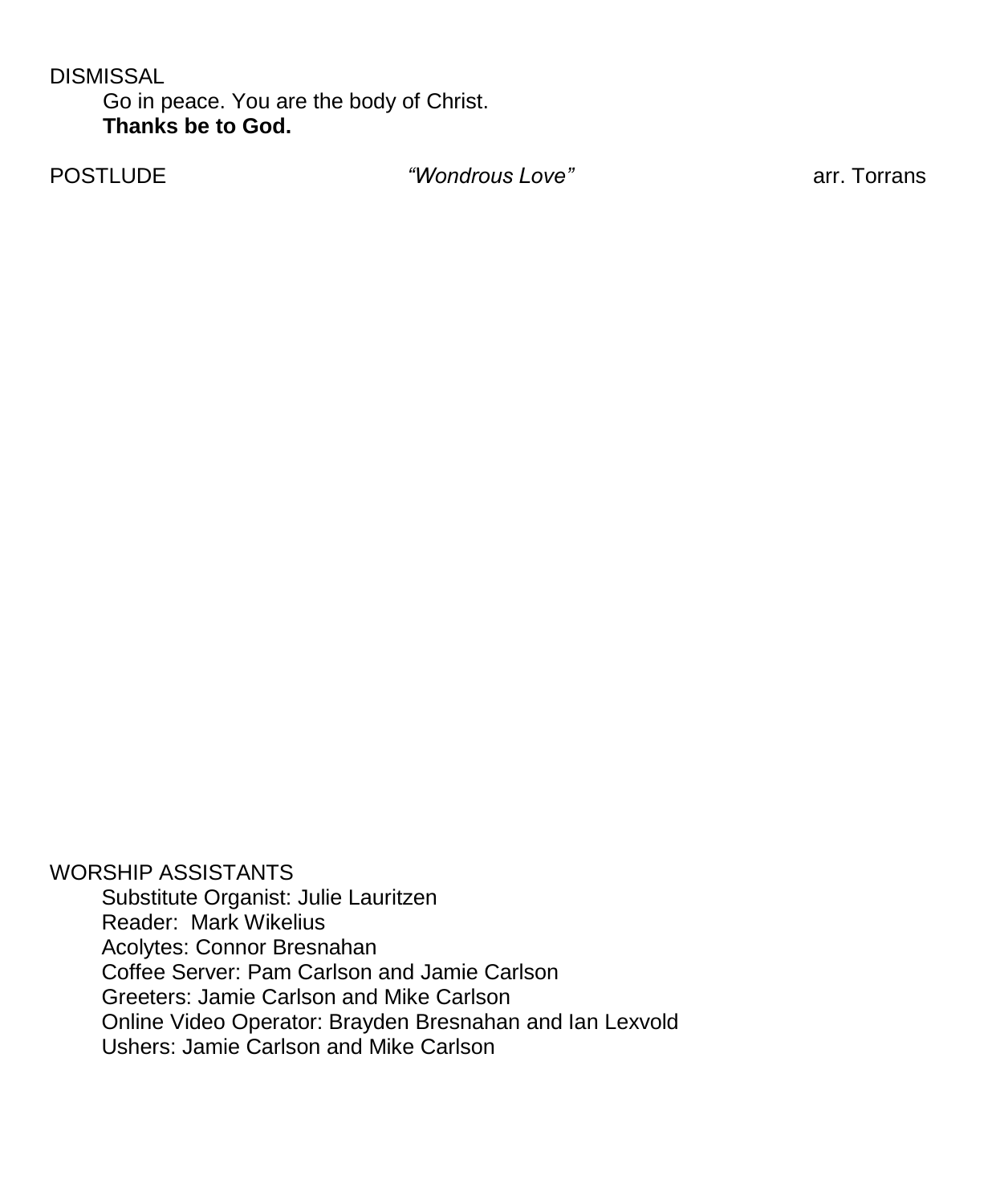DISMISSAL

Go in peace. You are the body of Christ.
**Thanks be to God.**

POSTLUDE *"Wondrous Love"* arr. Torrans

WORSHIP ASSISTANTS

Substitute Organist: Julie Lauritzen
Reader: Mark Wikelius
Acolytes: Connor Bresnahan
Coffee Server: Pam Carlson and Jamie Carlson
Greeters: Jamie Carlson and Mike Carlson
Online Video Operator: Brayden Bresnahan and Ian Lexvold
Ushers: Jamie Carlson and Mike Carlson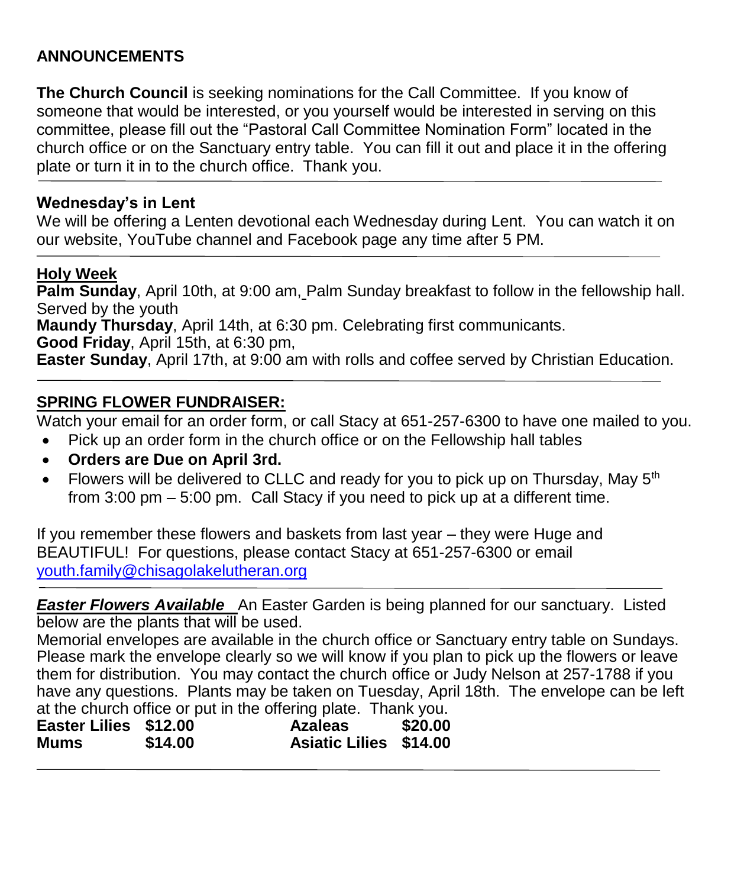## ANNOUNCEMENTS

**The Church Council** is seeking nominations for the Call Committee. If you know of someone that would be interested, or you yourself would be interested in serving on this committee, please fill out the "Pastoral Call Committee Nomination Form" located in the church office or on the Sanctuary entry table. You can fill it out and place it in the offering plate or turn it in to the church office. Thank you.

---

**Wednesday's in Lent**

We will be offering a Lenten devotional each Wednesday during Lent. You can watch it on our website, YouTube channel and Facebook page any time after 5 PM.

---

**Holy Week**

**Palm Sunday**, April 10th, at 9:00 am, Palm Sunday breakfast to follow in the fellowship hall. Served by the youth

**Maundy Thursday**, April 14th, at 6:30 pm. Celebrating first communicants.

**Good Friday**, April 15th, at 6:30 pm,

**Easter Sunday**, April 17th, at 9:00 am with rolls and coffee served by Christian Education.

---

**SPRING FLOWER FUNDRAISER:**

Watch your email for an order form, or call Stacy at 651-257-6300 to have one mailed to you.

- Pick up an order form in the church office or on the Fellowship hall tables
- **Orders are Due on April 3rd.**
- Flowers will be delivered to CLLC and ready for you to pick up on Thursday, May 5th from 3:00 pm – 5:00 pm. Call Stacy if you need to pick up at a different time.

If you remember these flowers and baskets from last year – they were Huge and BEAUTIFUL! For questions, please contact Stacy at 651-257-6300 or email youth.family@chisagolakelutheran.org

---

***Easter Flowers Available*** An Easter Garden is being planned for our sanctuary. Listed below are the plants that will be used.

Memorial envelopes are available in the church office or Sanctuary entry table on Sundays. Please mark the envelope clearly so we will know if you plan to pick up the flowers or leave them for distribution. You may contact the church office or Judy Nelson at 257-1788 if you have any questions. Plants may be taken on Tuesday, April 18th. The envelope can be left at the church office or put in the offering plate. Thank you.

| | | | |
|---|---|---|---|
| **Easter Lilies** | **$12.00** | **Azaleas** | **$20.00** |
| **Mums** | **$14.00** | **Asiatic Lilies** | **$14.00** |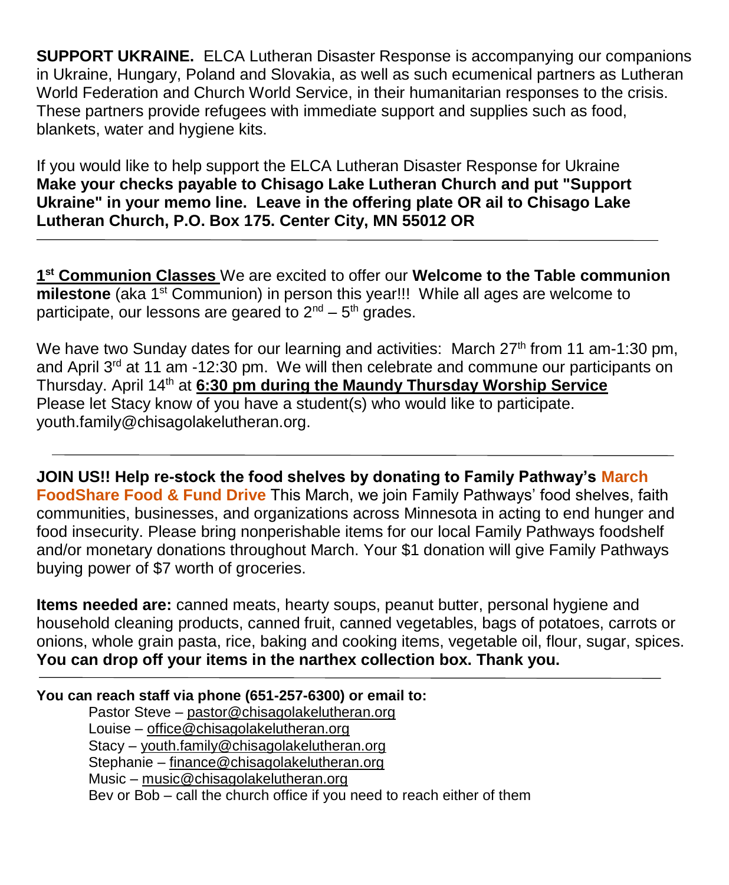**SUPPORT UKRAINE.** ELCA Lutheran Disaster Response is accompanying our companions in Ukraine, Hungary, Poland and Slovakia, as well as such ecumenical partners as Lutheran World Federation and Church World Service, in their humanitarian responses to the crisis. These partners provide refugees with immediate support and supplies such as food, blankets, water and hygiene kits.

If you would like to help support the ELCA Lutheran Disaster Response for Ukraine **Make your checks payable to Chisago Lake Lutheran Church and put "Support Ukraine" in your memo line. Leave in the offering plate OR ail to Chisago Lake Lutheran Church, P.O. Box 175. Center City, MN 55012 OR**

---

**1st Communion Classes** We are excited to offer our **Welcome to the Table communion milestone** (aka 1st Communion) in person this year!!! While all ages are welcome to participate, our lessons are geared to 2nd – 5th grades.

We have two Sunday dates for our learning and activities: March 27th from 11 am-1:30 pm, and April 3rd at 11 am -12:30 pm. We will then celebrate and commune our participants on Thursday. April 14th at **6:30 pm during the Maundy Thursday Worship Service** Please let Stacy know of you have a student(s) who would like to participate. youth.family@chisagolakelutheran.org.

---

**JOIN US!! Help re-stock the food shelves by donating to Family Pathway's March FoodShare Food & Fund Drive** This March, we join Family Pathways' food shelves, faith communities, businesses, and organizations across Minnesota in acting to end hunger and food insecurity. Please bring nonperishable items for our local Family Pathways foodshelf and/or monetary donations throughout March. Your $1 donation will give Family Pathways buying power of $7 worth of groceries.

**Items needed are:** canned meats, hearty soups, peanut butter, personal hygiene and household cleaning products, canned fruit, canned vegetables, bags of potatoes, carrots or onions, whole grain pasta, rice, baking and cooking items, vegetable oil, flour, sugar, spices. **You can drop off your items in the narthex collection box. Thank you.**

---

**You can reach staff via phone (651-257-6300) or email to:**

Pastor Steve – pastor@chisagolakelutheran.org
Louise – office@chisagolakelutheran.org
Stacy – youth.family@chisagolakelutheran.org
Stephanie – finance@chisagolakelutheran.org
Music – music@chisagolakelutheran.org
Bev or Bob – call the church office if you need to reach either of them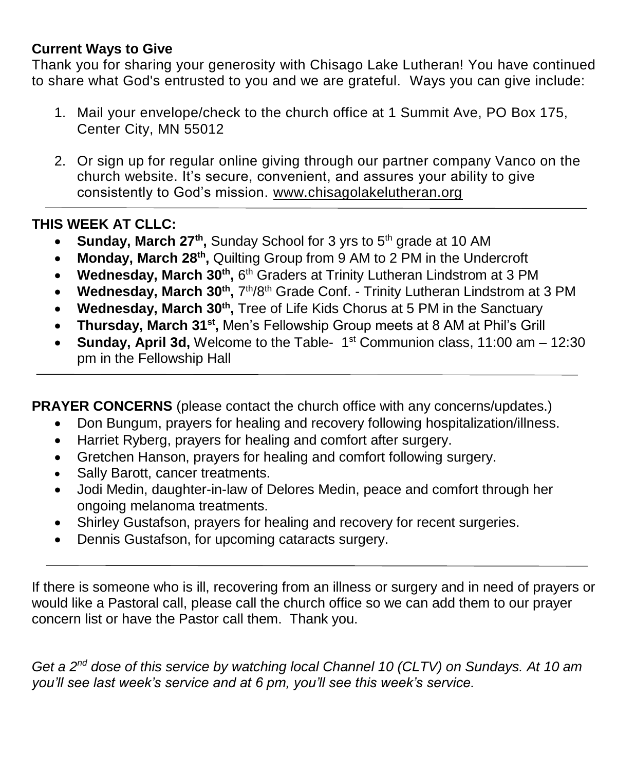**Current Ways to Give**

Thank you for sharing your generosity with Chisago Lake Lutheran! You have continued to share what God's entrusted to you and we are grateful. Ways you can give include:

1. Mail your envelope/check to the church office at 1 Summit Ave, PO Box 175, Center City, MN 55012
2. Or sign up for regular online giving through our partner company Vanco on the church website. It's secure, convenient, and assures your ability to give consistently to God's mission. www.chisagolakelutheran.org

---

**THIS WEEK AT CLLC:**

- **Sunday, March 27th,** Sunday School for 3 yrs to 5th grade at 10 AM
- **Monday, March 28th,** Quilting Group from 9 AM to 2 PM in the Undercroft
- **Wednesday, March 30th,** 6th Graders at Trinity Lutheran Lindstrom at 3 PM
- **Wednesday, March 30th,** 7th/8th Grade Conf. - Trinity Lutheran Lindstrom at 3 PM
- **Wednesday, March 30th,** Tree of Life Kids Chorus at 5 PM in the Sanctuary
- **Thursday, March 31st,** Men's Fellowship Group meets at 8 AM at Phil's Grill
- **Sunday, April 3d,** Welcome to the Table- 1st Communion class, 11:00 am – 12:30 pm in the Fellowship Hall

---

**PRAYER CONCERNS** (please contact the church office with any concerns/updates.)

- Don Bungum, prayers for healing and recovery following hospitalization/illness.
- Harriet Ryberg, prayers for healing and comfort after surgery.
- Gretchen Hanson, prayers for healing and comfort following surgery.
- Sally Barott, cancer treatments.
- Jodi Medin, daughter-in-law of Delores Medin, peace and comfort through her ongoing melanoma treatments.
- Shirley Gustafson, prayers for healing and recovery for recent surgeries.
- Dennis Gustafson, for upcoming cataracts surgery.

---

If there is someone who is ill, recovering from an illness or surgery and in need of prayers or would like a Pastoral call, please call the church office so we can add them to our prayer concern list or have the Pastor call them. Thank you.

*Get a 2nd dose of this service by watching local Channel 10 (CLTV) on Sundays. At 10 am you'll see last week's service and at 6 pm, you'll see this week's service.*